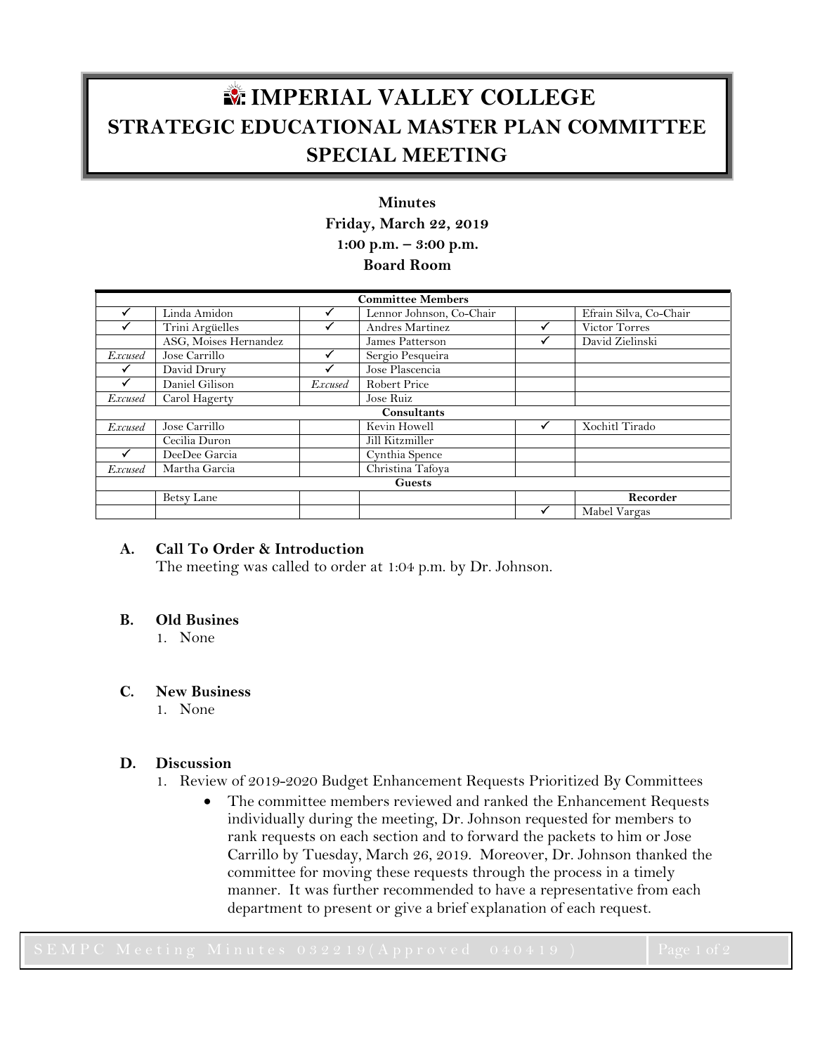# IMPERIAL VALLEY COLLEGE
## STRATEGIC EDUCATIONAL MASTER PLAN COMMITTEE
## SPECIAL MEETING

**Minutes**
**Friday, March 22, 2019**
**1:00 p.m. – 3:00 p.m.**
**Board Room**

| Committee Members | | | | | |
|---|---|---|---|---|---|
| ✓ | Linda Amidon | ✓ | Lennor Johnson, Co-Chair | | Efrain Silva, Co-Chair |
| ✓ | Trini Argüelles | ✓ | Andres Martinez | ✓ | Victor Torres |
| | ASG, Moises Hernandez | | James Patterson | ✓ | David Zielinski |
| *Excused* | Jose Carrillo | ✓ | Sergio Pesqueira | | |
| ✓ | David Drury | ✓ | Jose Plascencia | | |
| ✓ | Daniel Gilison | *Excused* | Robert Price | | |
| *Excused* | Carol Hagerty | | Jose Ruiz | | |
| **Consultants** | | | | | |
| *Excused* | Jose Carrillo | | Kevin Howell | ✓ | Xochitl Tirado |
| | Cecilia Duron | | Jill Kitzmiller | | |
| ✓ | DeeDee Garcia | | Cynthia Spence | | |
| *Excused* | Martha Garcia | | Christina Tafoya | | |
| **Guests** | | | | | |
| | Betsy Lane | | | | **Recorder** |
| | | | | ✓ | Mabel Vargas |

**A. Call To Order & Introduction**

The meeting was called to order at 1:04 p.m. by Dr. Johnson.

**B. Old Busines**

1. None

**C. New Business**

1. None

**D. Discussion**

1. Review of 2019-2020 Budget Enhancement Requests Prioritized By Committees
   - The committee members reviewed and ranked the Enhancement Requests individually during the meeting, Dr. Johnson requested for members to rank requests on each section and to forward the packets to him or Jose Carrillo by Tuesday, March 26, 2019. Moreover, Dr. Johnson thanked the committee for moving these requests through the process in a timely manner. It was further recommended to have a representative from each department to present or give a brief explanation of each request.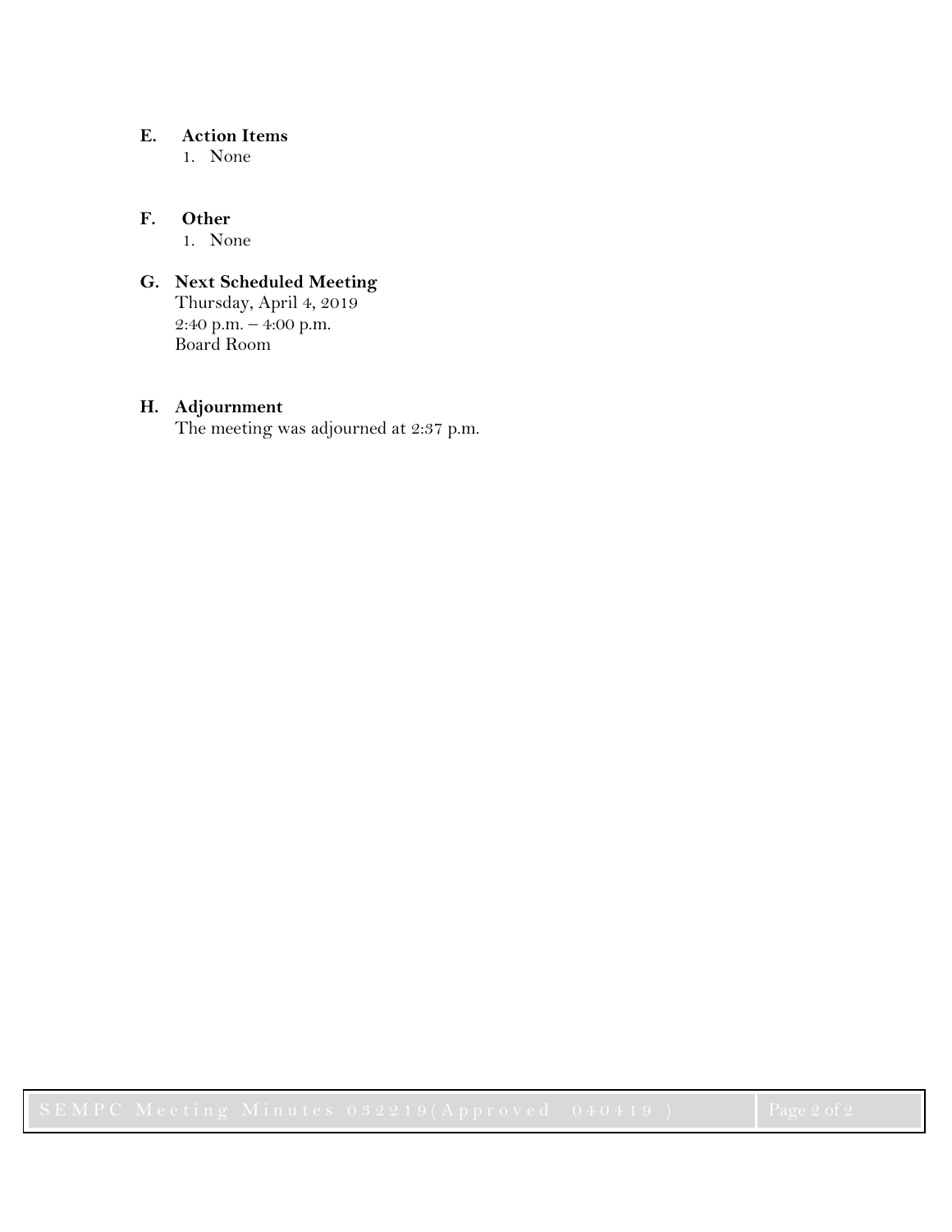**E. Action Items**

1. None

**F. Other**

1. None

**G. Next Scheduled Meeting**

Thursday, April 4, 2019
2:40 p.m. – 4:00 p.m.
Board Room

**H. Adjournment**

The meeting was adjourned at 2:37 p.m.